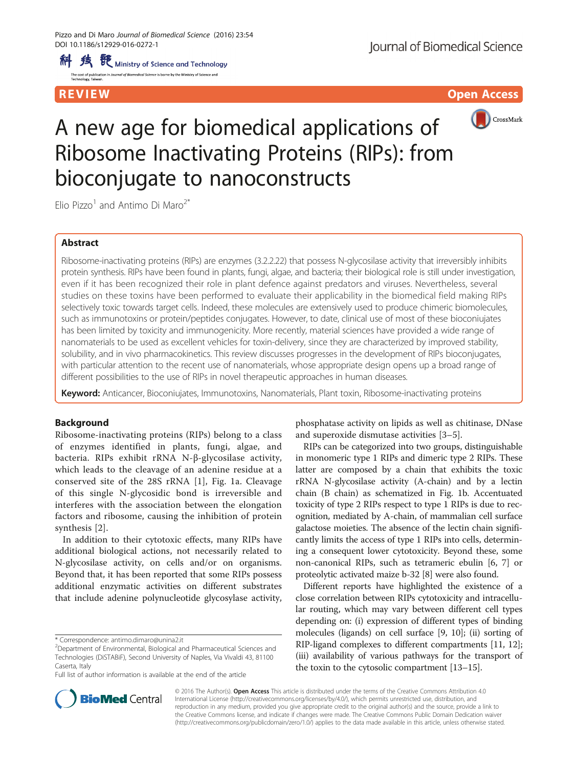REVIEW Open Access

# A new age for biomedical applications of Ribosome Inactivating Proteins (RIPs): from bioconjugate to nanoconstructs

Elio Pizzo[1] and Antimo Di Maro[2*]

## Abstract

Ribosome-inactivating proteins (RIPs) are enzymes (3.2.2.22) that possess N-glycosilase activity that irreversibly inhibits protein synthesis. RIPs have been found in plants, fungi, algae, and bacteria; their biological role is still under investigation, even if it has been recognized their role in plant defence against predators and viruses. Nevertheless, several studies on these toxins have been performed to evaluate their applicability in the biomedical field making RIPs selectively toxic towards target cells. Indeed, these molecules are extensively used to produce chimeric biomolecules, such as immunotoxins or protein/peptides conjugates. However, to date, clinical use of most of these bioconiujates has been limited by toxicity and immunogenicity. More recently, material sciences have provided a wide range of nanomaterials to be used as excellent vehicles for toxin-delivery, since they are characterized by improved stability, solubility, and in vivo pharmacokinetics. This review discusses progresses in the development of RIPs bioconjugates, with particular attention to the recent use of nanomaterials, whose appropriate design opens up a broad range of different possibilities to the use of RIPs in novel therapeutic approaches in human diseases.

**Keyword:** Anticancer, Bioconiujates, Immunotoxins, Nanomaterials, Plant toxin, Ribosome-inactivating proteins

## Background

Ribosome-inactivating proteins (RIPs) belong to a class of enzymes identified in plants, fungi, algae, and bacteria. RIPs exhibit rRNA N-β-glycosilase activity, which leads to the cleavage of an adenine residue at a conserved site of the 28S rRNA [1], Fig. 1a. Cleavage of this single N-glycosidic bond is irreversible and interferes with the association between the elongation factors and ribosome, causing the inhibition of protein synthesis [2].

In addition to their cytotoxic effects, many RIPs have additional biological actions, not necessarily related to N-glycosilase activity, on cells and/or on organisms. Beyond that, it has been reported that some RIPs possess additional enzymatic activities on different substrates that include adenine polynucleotide glycosylase activity, phosphatase activity on lipids as well as chitinase, DNase and superoxide dismutase activities [3–5].

RIPs can be categorized into two groups, distinguishable in monomeric type 1 RIPs and dimeric type 2 RIPs. These latter are composed by a chain that exhibits the toxic rRNA N-glycosilase activity (A-chain) and by a lectin chain (B chain) as schematized in Fig. 1b. Accentuated toxicity of type 2 RIPs respect to type 1 RIPs is due to recognition, mediated by A-chain, of mammalian cell surface galactose moieties. The absence of the lectin chain significantly limits the access of type 1 RIPs into cells, determining a consequent lower cytotoxicity. Beyond these, some non-canonical RIPs, such as tetrameric ebulin [6, 7] or proteolytic activated maize b-32 [8] were also found.

Different reports have highlighted the existence of a close correlation between RIPs cytotoxicity and intracellular routing, which may vary between different cell types depending on: (i) expression of different types of binding molecules (ligands) on cell surface [9, 10]; (ii) sorting of RIP-ligand complexes to different compartments [11, 12]; (iii) availability of various pathways for the transport of the toxin to the cytosolic compartment [13–15].

\* Correspondence: antimo.dimaro@unina2.it
[2]Department of Environmental, Biological and Pharmaceutical Sciences and Technologies (DiSTABiF), Second University of Naples, Via Vivaldi 43, 81100 Caserta, Italy
Full list of author information is available at the end of the article

© 2016 The Author(s). **Open Access** This article is distributed under the terms of the Creative Commons Attribution 4.0 International License (http://creativecommons.org/licenses/by/4.0/), which permits unrestricted use, distribution, and reproduction in any medium, provided you give appropriate credit to the original author(s) and the source, provide a link to the Creative Commons license, and indicate if changes were made. The Creative Commons Public Domain Dedication waiver (http://creativecommons.org/publicdomain/zero/1.0/) applies to the data made available in this article, unless otherwise stated.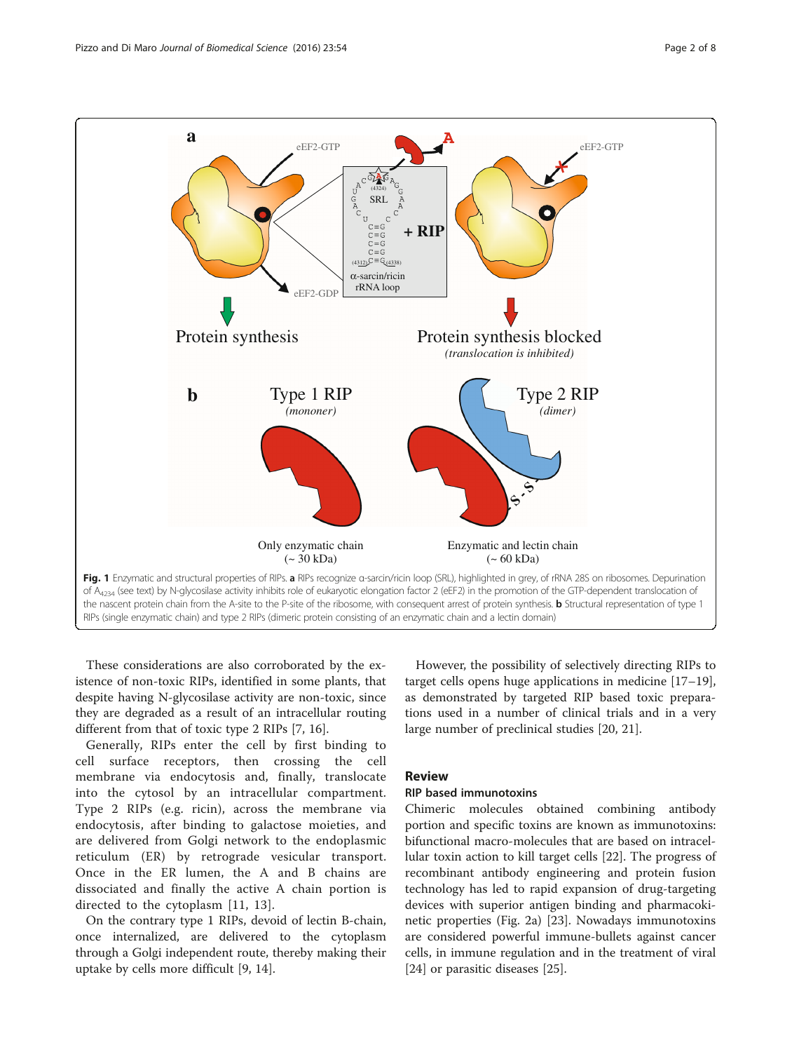Fig. 1 Enzymatic and structural properties of RIPs. **a** RIPs recognize α-sarcin/ricin loop (SRL), highlighted in grey, of rRNA 28S on ribosomes. Depurination of $A_{4234}$ (see text) by N-glycosilase activity inhibits role of eukaryotic elongation factor 2 (eEF2) in the promotion of the GTP-dependent translocation of the nascent protein chain from the A-site to the P-site of the ribosome, with consequent arrest of protein synthesis. **b** Structural representation of type 1 RIPs (single enzymatic chain) and type 2 RIPs (dimeric protein consisting of an enzymatic chain and a lectin domain)

These considerations are also corroborated by the existence of non-toxic RIPs, identified in some plants, that despite having N-glycosilase activity are non-toxic, since they are degraded as a result of an intracellular routing different from that of toxic type 2 RIPs [7, 16].

Generally, RIPs enter the cell by first binding to cell surface receptors, then crossing the cell membrane via endocytosis and, finally, translocate into the cytosol by an intracellular compartment. Type 2 RIPs (e.g. ricin), across the membrane via endocytosis, after binding to galactose moieties, and are delivered from Golgi network to the endoplasmic reticulum (ER) by retrograde vesicular transport. Once in the ER lumen, the A and B chains are dissociated and finally the active A chain portion is directed to the cytoplasm [11, 13].

On the contrary type 1 RIPs, devoid of lectin B-chain, once internalized, are delivered to the cytoplasm through a Golgi independent route, thereby making their uptake by cells more difficult [9, 14].

However, the possibility of selectively directing RIPs to target cells opens huge applications in medicine [17–19], as demonstrated by targeted RIP based toxic preparations used in a number of clinical trials and in a very large number of preclinical studies [20, 21].

## Review

### RIP based immunotoxins

Chimeric molecules obtained combining antibody portion and specific toxins are known as immunotoxins: bifunctional macro-molecules that are based on intracellular toxin action to kill target cells [22]. The progress of recombinant antibody engineering and protein fusion technology has led to rapid expansion of drug-targeting devices with superior antigen binding and pharmacokinetic properties (Fig. 2a) [23]. Nowadays immunotoxins are considered powerful immune-bullets against cancer cells, in immune regulation and in the treatment of viral [24] or parasitic diseases [25].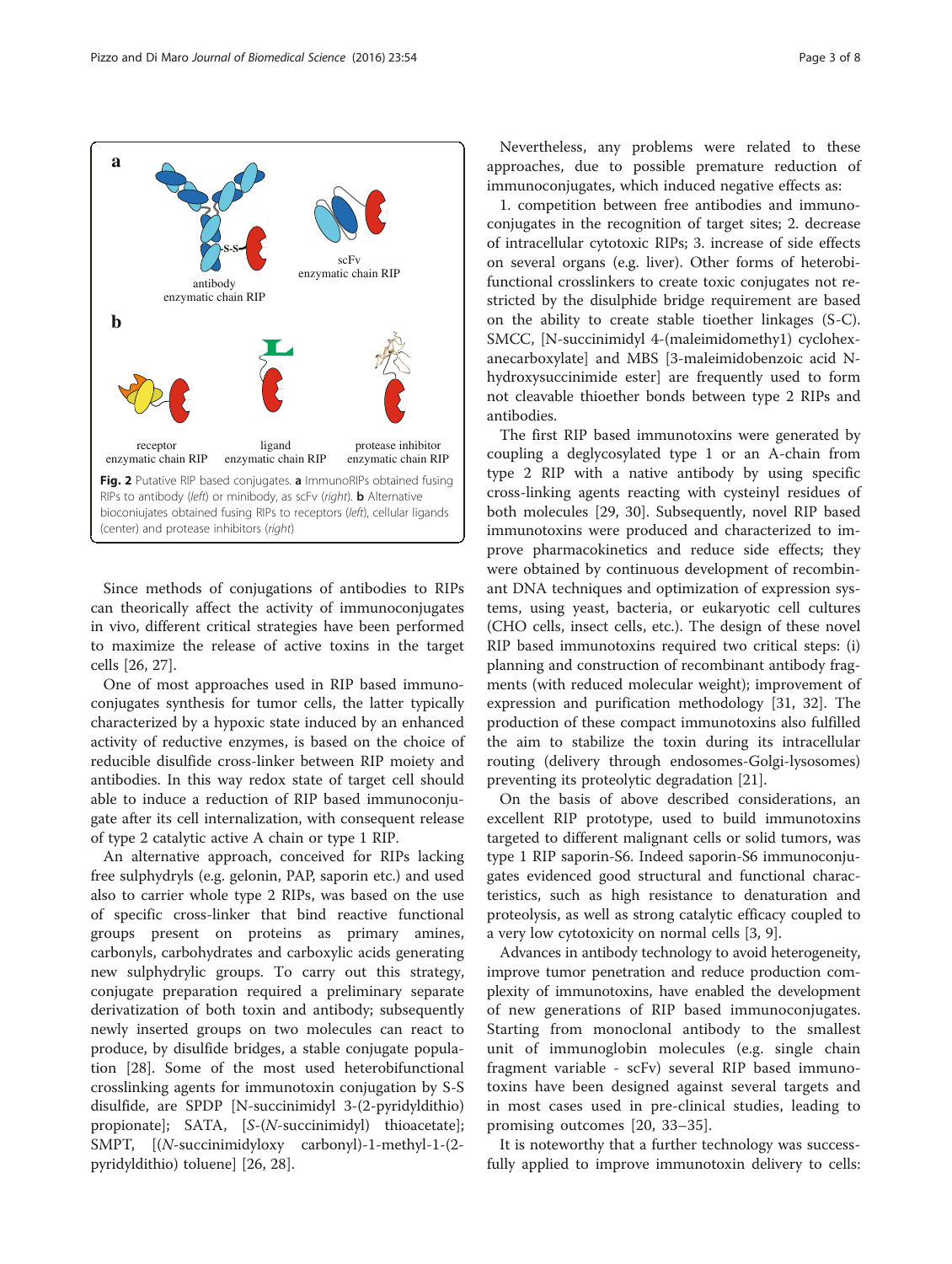**Fig. 2** Putative RIP based conjugates. **a** ImmunoRIPs obtained fusing RIPs to antibody (*left*) or minibody, as scFv (*right*). **b** Alternative bioconiujates obtained fusing RIPs to receptors (*left*), cellular ligands (center) and protease inhibitors (*right*)

Since methods of conjugations of antibodies to RIPs can theorically affect the activity of immunoconjugates in vivo, different critical strategies have been performed to maximize the release of active toxins in the target cells [26, 27].

One of most approaches used in RIP based immunoconjugates synthesis for tumor cells, the latter typically characterized by a hypoxic state induced by an enhanced activity of reductive enzymes, is based on the choice of reducible disulfide cross-linker between RIP moiety and antibodies. In this way redox state of target cell should able to induce a reduction of RIP based immunoconjugate after its cell internalization, with consequent release of type 2 catalytic active A chain or type 1 RIP.

An alternative approach, conceived for RIPs lacking free sulphydryls (e.g. gelonin, PAP, saporin etc.) and used also to carrier whole type 2 RIPs, was based on the use of specific cross-linker that bind reactive functional groups present on proteins as primary amines, carbonyls, carbohydrates and carboxylic acids generating new sulphydrylic groups. To carry out this strategy, conjugate preparation required a preliminary separate derivatization of both toxin and antibody; subsequently newly inserted groups on two molecules can react to produce, by disulfide bridges, a stable conjugate population [28]. Some of the most used heterobifunctional crosslinking agents for immunotoxin conjugation by S-S disulfide, are SPDP [N-succinimidyl 3-(2-pyridyldithio) propionate]; SATA, [*S*-(*N*-succinimidyl) thioacetate]; SMPT, [(*N*-succinimidyloxy carbonyl)-1-methyl-1-(2-pyridyldithio) toluene] [26, 28].

Nevertheless, any problems were related to these approaches, due to possible premature reduction of immunoconjugates, which induced negative effects as:

1. competition between free antibodies and immunoconjugates in the recognition of target sites; 2. decrease of intracellular cytotoxic RIPs; 3. increase of side effects on several organs (e.g. liver). Other forms of heterobifunctional crosslinkers to create toxic conjugates not restricted by the disulphide bridge requirement are based on the ability to create stable tioether linkages (S-C). SMCC, [N-succinimidyl 4-(maleimidomethy1) cyclohexanecarboxylate] and MBS [3-maleimidobenzoic acid N-hydroxysuccinimide ester] are frequently used to form not cleavable thioether bonds between type 2 RIPs and antibodies.

The first RIP based immunotoxins were generated by coupling a deglycosylated type 1 or an A-chain from type 2 RIP with a native antibody by using specific cross-linking agents reacting with cysteinyl residues of both molecules [29, 30]. Subsequently, novel RIP based immunotoxins were produced and characterized to improve pharmacokinetics and reduce side effects; they were obtained by continuous development of recombinant DNA techniques and optimization of expression systems, using yeast, bacteria, or eukaryotic cell cultures (CHO cells, insect cells, etc.). The design of these novel RIP based immunotoxins required two critical steps: (i) planning and construction of recombinant antibody fragments (with reduced molecular weight); improvement of expression and purification methodology [31, 32]. The production of these compact immunotoxins also fulfilled the aim to stabilize the toxin during its intracellular routing (delivery through endosomes-Golgi-lysosomes) preventing its proteolytic degradation [21].

On the basis of above described considerations, an excellent RIP prototype, used to build immunotoxins targeted to different malignant cells or solid tumors, was type 1 RIP saporin-S6. Indeed saporin-S6 immunoconjugates evidenced good structural and functional characteristics, such as high resistance to denaturation and proteolysis, as well as strong catalytic efficacy coupled to a very low cytotoxicity on normal cells [3, 9].

Advances in antibody technology to avoid heterogeneity, improve tumor penetration and reduce production complexity of immunotoxins, have enabled the development of new generations of RIP based immunoconjugates. Starting from monoclonal antibody to the smallest unit of immunoglobin molecules (e.g. single chain fragment variable - scFv) several RIP based immunotoxins have been designed against several targets and in most cases used in pre-clinical studies, leading to promising outcomes [20, 33–35].

It is noteworthy that a further technology was successfully applied to improve immunotoxin delivery to cells: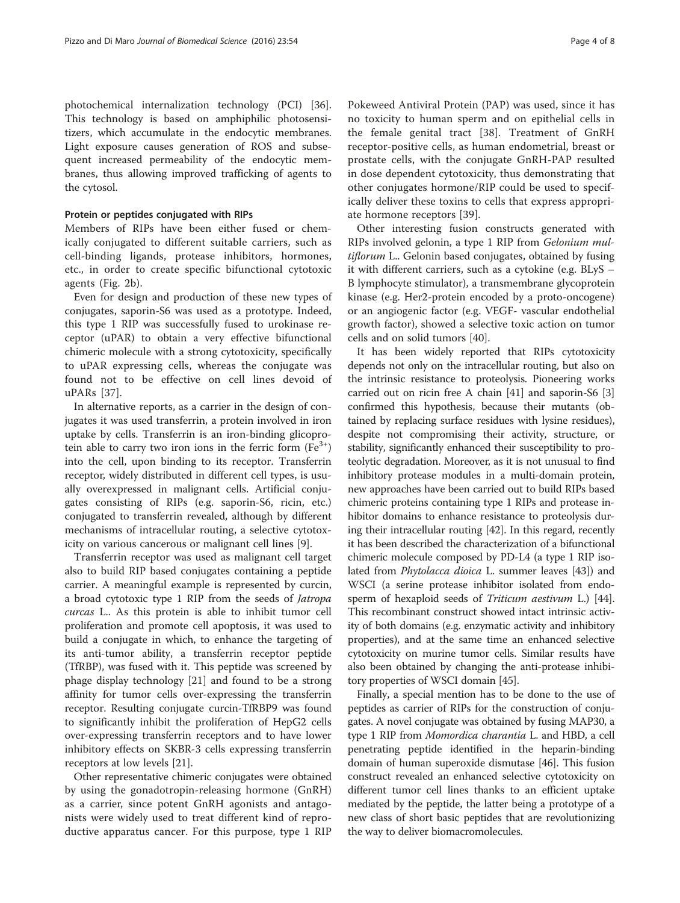photochemical internalization technology (PCI) [36]. This technology is based on amphiphilic photosensitizers, which accumulate in the endocytic membranes. Light exposure causes generation of ROS and subsequent increased permeability of the endocytic membranes, thus allowing improved trafficking of agents to the cytosol.

#### Protein or peptides conjugated with RIPs

Members of RIPs have been either fused or chemically conjugated to different suitable carriers, such as cell-binding ligands, protease inhibitors, hormones, etc., in order to create specific bifunctional cytotoxic agents (Fig. 2b).

Even for design and production of these new types of conjugates, saporin-S6 was used as a prototype. Indeed, this type 1 RIP was successfully fused to urokinase receptor (uPAR) to obtain a very effective bifunctional chimeric molecule with a strong cytotoxicity, specifically to uPAR expressing cells, whereas the conjugate was found not to be effective on cell lines devoid of uPARs [37].

In alternative reports, as a carrier in the design of conjugates it was used transferrin, a protein involved in iron uptake by cells. Transferrin is an iron-binding glicoprotein able to carry two iron ions in the ferric form ($Fe^{3+}$) into the cell, upon binding to its receptor. Transferrin receptor, widely distributed in different cell types, is usually overexpressed in malignant cells. Artificial conjugates consisting of RIPs (e.g. saporin-S6, ricin, etc.) conjugated to transferrin revealed, although by different mechanisms of intracellular routing, a selective cytotoxicity on various cancerous or malignant cell lines [9].

Transferrin receptor was used as malignant cell target also to build RIP based conjugates containing a peptide carrier. A meaningful example is represented by curcin, a broad cytotoxic type 1 RIP from the seeds of *Jatropa curcas* L.. As this protein is able to inhibit tumor cell proliferation and promote cell apoptosis, it was used to build a conjugate in which, to enhance the targeting of its anti-tumor ability, a transferrin receptor peptide (TfRBP), was fused with it. This peptide was screened by phage display technology [21] and found to be a strong affinity for tumor cells over-expressing the transferrin receptor. Resulting conjugate curcin-TfRBP9 was found to significantly inhibit the proliferation of HepG2 cells over-expressing transferrin receptors and to have lower inhibitory effects on SKBR-3 cells expressing transferrin receptors at low levels [21].

Other representative chimeric conjugates were obtained by using the gonadotropin-releasing hormone (GnRH) as a carrier, since potent GnRH agonists and antagonists were widely used to treat different kind of reproductive apparatus cancer. For this purpose, type 1 RIP Pokeweed Antiviral Protein (PAP) was used, since it has no toxicity to human sperm and on epithelial cells in the female genital tract [38]. Treatment of GnRH receptor-positive cells, as human endometrial, breast or prostate cells, with the conjugate GnRH-PAP resulted in dose dependent cytotoxicity, thus demonstrating that other conjugates hormone/RIP could be used to specifically deliver these toxins to cells that express appropriate hormone receptors [39].

Other interesting fusion constructs generated with RIPs involved gelonin, a type 1 RIP from *Gelonium multiflorum* L.. Gelonin based conjugates, obtained by fusing it with different carriers, such as a cytokine (e.g. BLyS – B lymphocyte stimulator), a transmembrane glycoprotein kinase (e.g. Her2-protein encoded by a proto-oncogene) or an angiogenic factor (e.g. VEGF- vascular endothelial growth factor), showed a selective toxic action on tumor cells and on solid tumors [40].

It has been widely reported that RIPs cytotoxicity depends not only on the intracellular routing, but also on the intrinsic resistance to proteolysis. Pioneering works carried out on ricin free A chain [41] and saporin-S6 [3] confirmed this hypothesis, because their mutants (obtained by replacing surface residues with lysine residues), despite not compromising their activity, structure, or stability, significantly enhanced their susceptibility to proteolytic degradation. Moreover, as it is not unusual to find inhibitory protease modules in a multi-domain protein, new approaches have been carried out to build RIPs based chimeric proteins containing type 1 RIPs and protease inhibitor domains to enhance resistance to proteolysis during their intracellular routing [42]. In this regard, recently it has been described the characterization of a bifunctional chimeric molecule composed by PD-L4 (a type 1 RIP isolated from *Phytolacca dioica* L. summer leaves [43]) and WSCI (a serine protease inhibitor isolated from endosperm of hexaploid seeds of *Triticum aestivum* L.) [44]. This recombinant construct showed intact intrinsic activity of both domains (e.g. enzymatic activity and inhibitory properties), and at the same time an enhanced selective cytotoxicity on murine tumor cells. Similar results have also been obtained by changing the anti-protease inhibitory properties of WSCI domain [45].

Finally, a special mention has to be done to the use of peptides as carrier of RIPs for the construction of conjugates. A novel conjugate was obtained by fusing MAP30, a type 1 RIP from *Momordica charantia* L. and HBD, a cell penetrating peptide identified in the heparin-binding domain of human superoxide dismutase [46]. This fusion construct revealed an enhanced selective cytotoxicity on different tumor cell lines thanks to an efficient uptake mediated by the peptide, the latter being a prototype of a new class of short basic peptides that are revolutionizing the way to deliver biomacromolecules.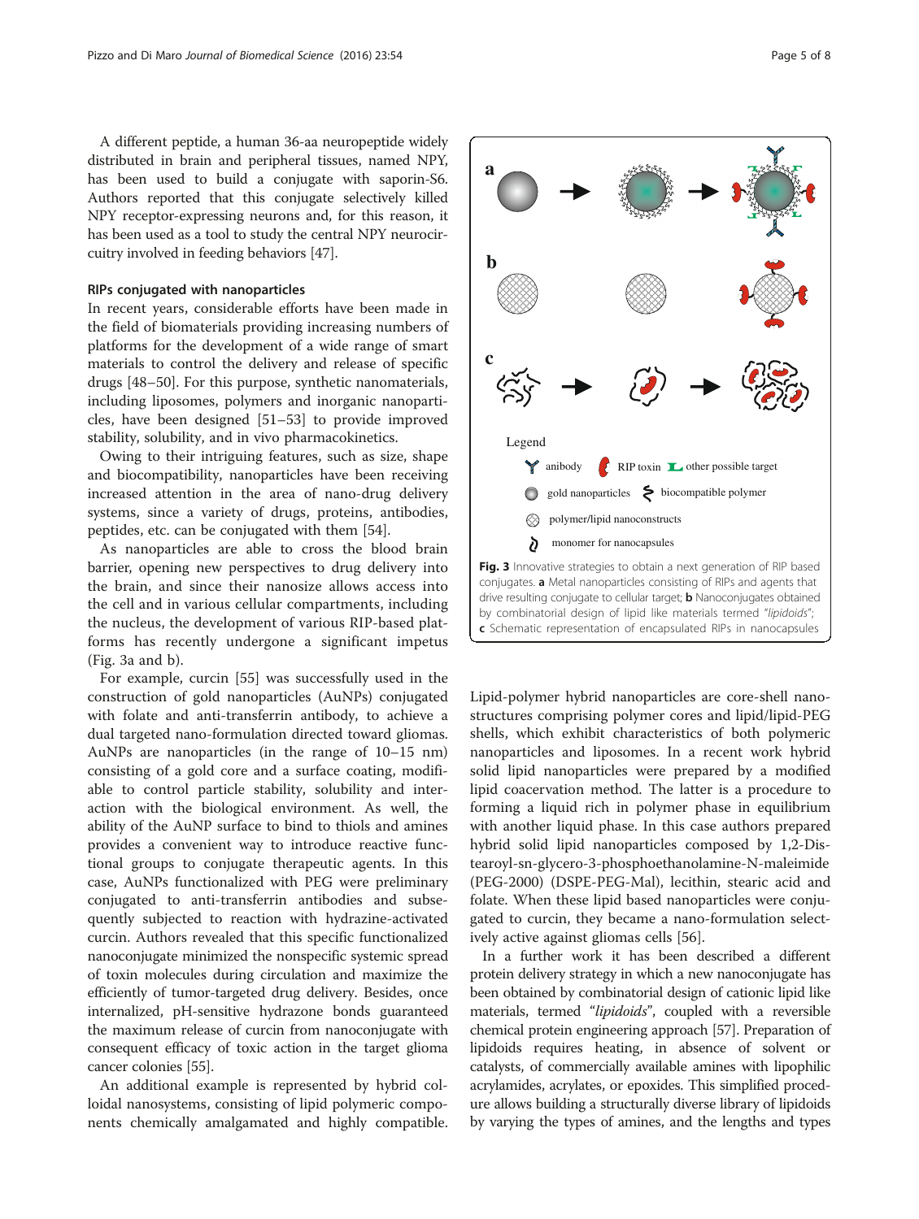A different peptide, a human 36-aa neuropeptide widely distributed in brain and peripheral tissues, named NPY, has been used to build a conjugate with saporin-S6. Authors reported that this conjugate selectively killed NPY receptor-expressing neurons and, for this reason, it has been used as a tool to study the central NPY neurocircuitry involved in feeding behaviors [47].

### RIPs conjugated with nanoparticles

In recent years, considerable efforts have been made in the field of biomaterials providing increasing numbers of platforms for the development of a wide range of smart materials to control the delivery and release of specific drugs [48–50]. For this purpose, synthetic nanomaterials, including liposomes, polymers and inorganic nanoparticles, have been designed [51–53] to provide improved stability, solubility, and in vivo pharmacokinetics.

Owing to their intriguing features, such as size, shape and biocompatibility, nanoparticles have been receiving increased attention in the area of nano-drug delivery systems, since a variety of drugs, proteins, antibodies, peptides, etc. can be conjugated with them [54].

As nanoparticles are able to cross the blood brain barrier, opening new perspectives to drug delivery into the brain, and since their nanosize allows access into the cell and in various cellular compartments, including the nucleus, the development of various RIP-based platforms has recently undergone a significant impetus (Fig. 3a and b).

For example, curcin [55] was successfully used in the construction of gold nanoparticles (AuNPs) conjugated with folate and anti-transferrin antibody, to achieve a dual targeted nano-formulation directed toward gliomas. AuNPs are nanoparticles (in the range of 10–15 nm) consisting of a gold core and a surface coating, modifiable to control particle stability, solubility and interaction with the biological environment. As well, the ability of the AuNP surface to bind to thiols and amines provides a convenient way to introduce reactive functional groups to conjugate therapeutic agents. In this case, AuNPs functionalized with PEG were preliminary conjugated to anti-transferrin antibodies and subsequently subjected to reaction with hydrazine-activated curcin. Authors revealed that this specific functionalized nanoconjugate minimized the nonspecific systemic spread of toxin molecules during circulation and maximize the efficiently of tumor-targeted drug delivery. Besides, once internalized, pH-sensitive hydrazone bonds guaranteed the maximum release of curcin from nanoconjugate with consequent efficacy of toxic action in the target glioma cancer colonies [55].

An additional example is represented by hybrid colloidal nanosystems, consisting of lipid polymeric components chemically amalgamated and highly compatible. Lipid-polymer hybrid nanoparticles are core-shell nanostructures comprising polymer cores and lipid/lipid-PEG shells, which exhibit characteristics of both polymeric nanoparticles and liposomes. In a recent work hybrid solid lipid nanoparticles were prepared by a modified lipid coacervation method. The latter is a procedure to forming a liquid rich in polymer phase in equilibrium with another liquid phase. In this case authors prepared hybrid solid lipid nanoparticles composed by 1,2-Distearoyl-sn-glycero-3-phosphoethanolamine-N-maleimide (PEG-2000) (DSPE-PEG-Mal), lecithin, stearic acid and folate. When these lipid based nanoparticles were conjugated to curcin, they became a nano-formulation selectively active against gliomas cells [56].

In a further work it has been described a different protein delivery strategy in which a new nanoconjugate has been obtained by combinatorial design of cationic lipid like materials, termed "*lipidoids*", coupled with a reversible chemical protein engineering approach [57]. Preparation of lipidoids requires heating, in absence of solvent or catalysts, of commercially available amines with lipophilic acrylamides, acrylates, or epoxides. This simplified procedure allows building a structurally diverse library of lipidoids by varying the types of amines, and the lengths and types

**Fig. 3** Innovative strategies to obtain a next generation of RIP based conjugates. **a** Metal nanoparticles consisting of RIPs and agents that drive resulting conjugate to cellular target; **b** Nanoconjugates obtained by combinatorial design of lipid like materials termed "*lipidoids*"; **c** Schematic representation of encapsulated RIPs in nanocapsules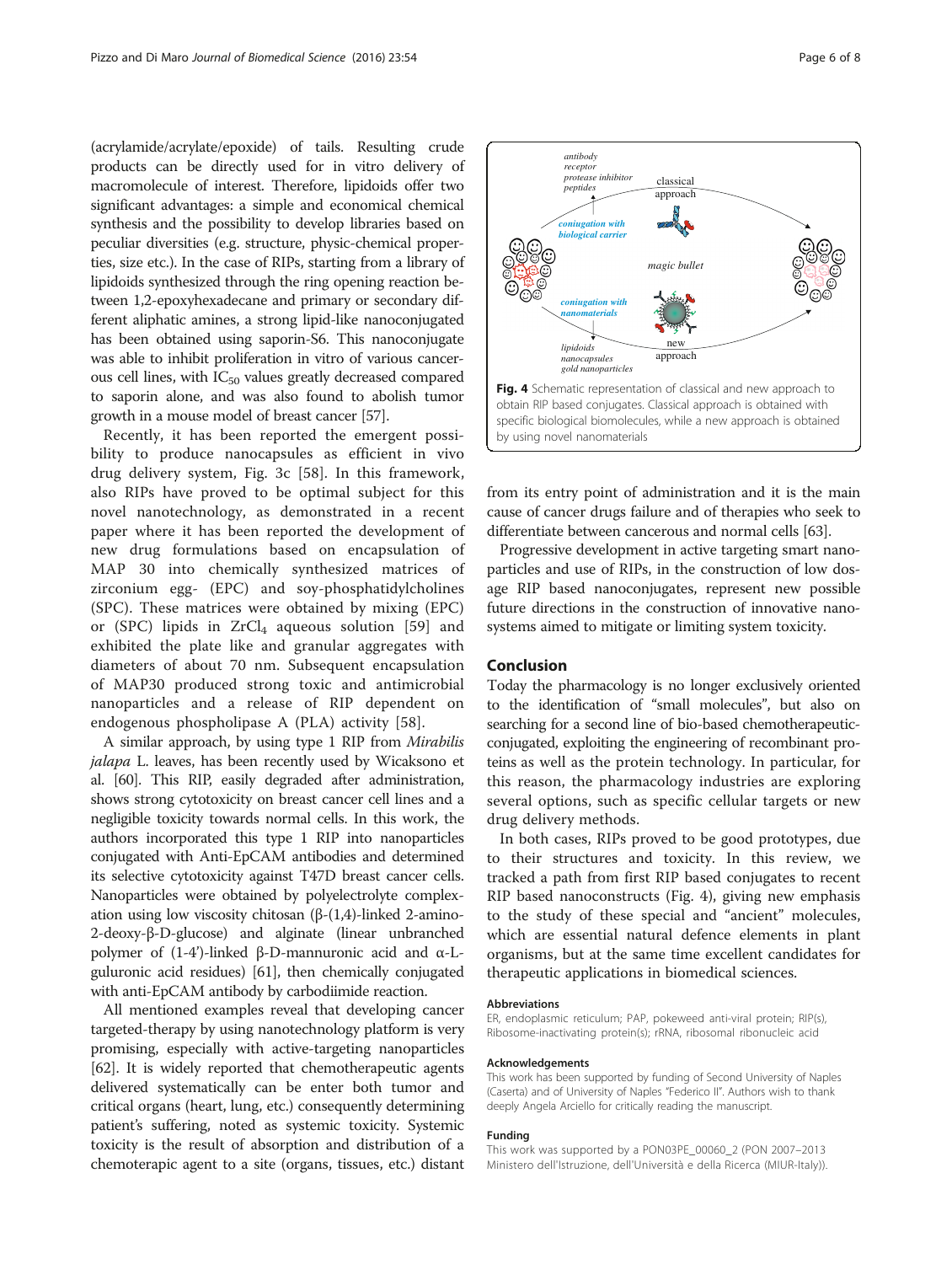(acrylamide/acrylate/epoxide) of tails. Resulting crude products can be directly used for in vitro delivery of macromolecule of interest. Therefore, lipidoids offer two significant advantages: a simple and economical chemical synthesis and the possibility to develop libraries based on peculiar diversities (e.g. structure, physic-chemical properties, size etc.). In the case of RIPs, starting from a library of lipidoids synthesized through the ring opening reaction between 1,2-epoxyhexadecane and primary or secondary different aliphatic amines, a strong lipid-like nanoconjugated has been obtained using saporin-S6. This nanoconjugate was able to inhibit proliferation in vitro of various cancerous cell lines, with $IC_{50}$ values greatly decreased compared to saporin alone, and was also found to abolish tumor growth in a mouse model of breast cancer [57].

Recently, it has been reported the emergent possibility to produce nanocapsules as efficient in vivo drug delivery system, Fig. 3c [58]. In this framework, also RIPs have proved to be optimal subject for this novel nanotechnology, as demonstrated in a recent paper where it has been reported the development of new drug formulations based on encapsulation of MAP 30 into chemically synthesized matrices of zirconium egg- (EPC) and soy-phosphatidylcholines (SPC). These matrices were obtained by mixing (EPC) or (SPC) lipids in $ZrCl_4$ aqueous solution [59] and exhibited the plate like and granular aggregates with diameters of about 70 nm. Subsequent encapsulation of MAP30 produced strong toxic and antimicrobial nanoparticles and a release of RIP dependent on endogenous phospholipase A (PLA) activity [58].

A similar approach, by using type 1 RIP from *Mirabilis jalapa* L. leaves, has been recently used by Wicaksono et al. [60]. This RIP, easily degraded after administration, shows strong cytotoxicity on breast cancer cell lines and a negligible toxicity towards normal cells. In this work, the authors incorporated this type 1 RIP into nanoparticles conjugated with Anti-EpCAM antibodies and determined its selective cytotoxicity against T47D breast cancer cells. Nanoparticles were obtained by polyelectrolyte complexation using low viscosity chitosan (β-(1,4)-linked 2-amino-2-deoxy-β-D-glucose) and alginate (linear unbranched polymer of (1-4')-linked β-D-mannuronic acid and α-L-guluronic acid residues) [61], then chemically conjugated with anti-EpCAM antibody by carbodiimide reaction.

All mentioned examples reveal that developing cancer targeted-therapy by using nanotechnology platform is very promising, especially with active-targeting nanoparticles [62]. It is widely reported that chemotherapeutic agents delivered systematically can be enter both tumor and critical organs (heart, lung, etc.) consequently determining patient's suffering, noted as systemic toxicity. Systemic toxicity is the result of absorption and distribution of a chemoterapic agent to a site (organs, tissues, etc.) distant from its entry point of administration and it is the main cause of cancer drugs failure and of therapies who seek to differentiate between cancerous and normal cells [63].

Progressive development in active targeting smart nanoparticles and use of RIPs, in the construction of low dosage RIP based nanoconjugates, represent new possible future directions in the construction of innovative nanosystems aimed to mitigate or limiting system toxicity.

**Fig. 4** Schematic representation of classical and new approach to obtain RIP based conjugates. Classical approach is obtained with specific biological biomolecules, while a new approach is obtained by using novel nanomaterials

## Conclusion

Today the pharmacology is no longer exclusively oriented to the identification of "small molecules", but also on searching for a second line of bio-based chemotherapeutic-conjugated, exploiting the engineering of recombinant proteins as well as the protein technology. In particular, for this reason, the pharmacology industries are exploring several options, such as specific cellular targets or new drug delivery methods.

In both cases, RIPs proved to be good prototypes, due to their structures and toxicity. In this review, we tracked a path from first RIP based conjugates to recent RIP based nanoconstructs (Fig. 4), giving new emphasis to the study of these special and "ancient" molecules, which are essential natural defence elements in plant organisms, but at the same time excellent candidates for therapeutic applications in biomedical sciences.

### Abbreviations

ER, endoplasmic reticulum; PAP, pokeweed anti-viral protein; RIP(s), Ribosome-inactivating protein(s); rRNA, ribosomal ribonucleic acid

### Acknowledgements

This work has been supported by funding of Second University of Naples (Caserta) and of University of Naples "Federico II". Authors wish to thank deeply Angela Arciello for critically reading the manuscript.

### Funding

This work was supported by a PON03PE_00060_2 (PON 2007–2013 Ministero dell'Istruzione, dell'Università e della Ricerca (MIUR-Italy)).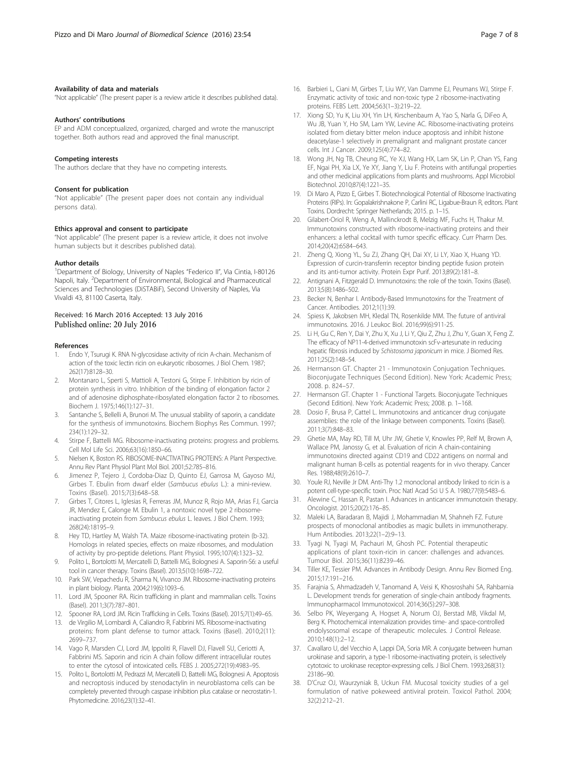### Availability of data and materials

"Not applicable" (The present paper is a review article it describes published data).

### Authors' contributions

EP and ADM conceptualized, organized, charged and wrote the manuscript together. Both authors read and approved the final manuscript.

### Competing interests

The authors declare that they have no competing interests.

### Consent for publication

"Not applicable" (The present paper does not contain any individual persons data).

### Ethics approval and consent to participate

"Not applicable" (The present paper is a review article, it does not involve human subjects but it describes published data).

### Author details

[1]Department of Biology, University of Naples "Federico II", Via Cintia, I-80126 Napoli, Italy. [2]Department of Environmental, Biological and Pharmaceutical Sciences and Technologies (DiSTABiF), Second University of Naples, Via Vivaldi 43, 81100 Caserta, Italy.

Received: 16 March 2016 Accepted: 13 July 2016
Published online: 20 July 2016

### References

1. Endo Y, Tsurugi K. RNA N-glycosidase activity of ricin A-chain. Mechanism of action of the toxic lectin ricin on eukaryotic ribosomes. J Biol Chem. 1987; 262(17):8128–30.
2. Montanaro L, Sperti S, Mattioli A, Testoni G, Stirpe F. Inhibition by ricin of protein synthesis in vitro. Inhibition of the binding of elongation factor 2 and of adenosine diphosphate-ribosylated elongation factor 2 to ribosomes. Biochem J. 1975;146(1):127–31.
3. Santanche S, Bellelli A, Brunori M. The unusual stability of saporin, a candidate for the synthesis of immunotoxins. Biochem Biophys Res Commun. 1997; 234(1):129–32.
4. Stirpe F, Battelli MG. Ribosome-inactivating proteins: progress and problems. Cell Mol Life Sci. 2006;63(16):1850–66.
5. Nielsen K, Boston RS. RIBOSOME-INACTIVATING PROTEINS: A Plant Perspective. Annu Rev Plant Physiol Plant Mol Biol. 2001;52:785–816.
6. Jimenez P, Tejero J, Cordoba-Diaz D, Quinto EJ, Garrosa M, Gayoso MJ, Girbes T. Ebulin from dwarf elder (*Sambucus ebulus* L.): a mini-review. Toxins (Basel). 2015;7(3):648–58.
7. Girbes T, Citores L, Iglesias R, Ferreras JM, Munoz R, Rojo MA, Arias FJ, Garcia JR, Mendez E, Calonge M. Ebulin 1, a nontoxic novel type 2 ribosome-inactivating protein from *Sambucus ebulus* L. leaves. J Biol Chem. 1993; 268(24):18195–9.
8. Hey TD, Hartley M, Walsh TA. Maize ribosome-inactivating protein (b-32). Homologs in related species, effects on maize ribosomes, and modulation of activity by pro-peptide deletions. Plant Physiol. 1995;107(4):1323–32.
9. Polito L, Bortolotti M, Mercatelli D, Battelli MG, Bolognesi A. Saporin-S6: a useful tool in cancer therapy. Toxins (Basel). 2013;5(10):1698–722.
10. Park SW, Vepachedu R, Sharma N, Vivanco JM. Ribosome-inactivating proteins in plant biology. Planta. 2004;219(6):1093–6.
11. Lord JM, Spooner RA. Ricin trafficking in plant and mammalian cells. Toxins (Basel). 2011;3(7):787–801.
12. Spooner RA, Lord JM. Ricin Trafficking in Cells. Toxins (Basel). 2015;7(1):49–65.
13. de Virgilio M, Lombardi A, Caliandro R, Fabbrini MS. Ribosome-inactivating proteins: from plant defense to tumor attack. Toxins (Basel). 2010;2(11): 2699–737.
14. Vago R, Marsden CJ, Lord JM, Ippoliti R, Flavell DJ, Flavell SU, Ceriotti A, Fabbrini MS. Saporin and ricin A chain follow different intracellular routes to enter the cytosol of intoxicated cells. FEBS J. 2005;272(19):4983–95.
15. Polito L, Bortolotti M, Pedrazzi M, Mercatelli D, Battelli MG, Bolognesi A. Apoptosis and necroptosis induced by stenodactylin in neuroblastoma cells can be completely prevented through caspase inhibition plus catalase or necrostatin-1. Phytomedicine. 2016;23(1):32–41.
16. Barbieri L, Ciani M, Girbes T, Liu WY, Van Damme EJ, Peumans WJ, Stirpe F. Enzymatic activity of toxic and non-toxic type 2 ribosome-inactivating proteins. FEBS Lett. 2004;563(1–3):219–22.
17. Xiong SD, Yu K, Liu XH, Yin LH, Kirschenbaum A, Yao S, Narla G, DiFeo A, Wu JB, Yuan Y, Ho SM, Lam YW, Levine AC. Ribosome-inactivating proteins isolated from dietary bitter melon induce apoptosis and inhibit histone deacetylase-1 selectively in premalignant and malignant prostate cancer cells. Int J Cancer. 2009;125(4):774–82.
18. Wong JH, Ng TB, Cheung RC, Ye XJ, Wang HX, Lam SK, Lin P, Chan YS, Fang EF, Ngai PH, Xia LX, Ye XY, Jiang Y, Liu F. Proteins with antifungal properties and other medicinal applications from plants and mushrooms. Appl Microbiol Biotechnol. 2010;87(4):1221–35.
19. Di Maro A, Pizzo E, Girbes T. Biotechnological Potential of Ribosome Inactivating Proteins (RIPs). In: Gopalakrishnakone P, Carlini RC, Ligabue-Braun R, editors. Plant Toxins. Dordrecht: Springer Netherlands; 2015. p. 1–15.
20. Gilabert-Oriol R, Weng A, Mallinckrodt B, Melzig MF, Fuchs H, Thakur M. Immunotoxins constructed with ribosome-inactivating proteins and their enhancers: a lethal cocktail with tumor specific efficacy. Curr Pharm Des. 2014;20(42):6584–643.
21. Zheng Q, Xiong YL, Su ZJ, Zhang QH, Dai XY, Li LY, Xiao X, Huang YD. Expression of curcin-transferrin receptor binding peptide fusion protein and its anti-tumor activity. Protein Expr Purif. 2013;89(2):181–8.
22. Antignani A, Fitzgerald D. Immunotoxins: the role of the toxin. Toxins (Basel). 2013;5(8):1486–502.
23. Becker N, Benhar I. Antibody-Based Immunotoxins for the Treatment of Cancer. Antibodies. 2012;1(1):39.
24. Spiess K, Jakobsen MH, Kledal TN, Rosenkilde MM. The future of antiviral immunotoxins. 2016. J Leukoc Biol. 2016;99(6):911-25.
25. Li H, Gu C, Ren Y, Dai Y, Zhu X, Xu J, Li Y, Qiu Z, Zhu J, Zhu Y, Guan X, Feng Z. The efficacy of NP11-4-derived immunotoxin scFv-artesunate in reducing hepatic fibrosis induced by *Schistosoma japonicum* in mice. J Biomed Res. 2011;25(2):148–54.
26. Hermanson GT. Chapter 21 - Immunotoxin Conjugation Techniques. Bioconjugate Techniques (Second Edition). New York: Academic Press; 2008. p. 824–57.
27. Hermanson GT. Chapter 1 - Functional Targets. Bioconjugate Techniques (Second Edition). New York: Academic Press; 2008. p. 1–168.
28. Dosio F, Brusa P, Cattel L. Immunotoxins and anticancer drug conjugate assemblies: the role of the linkage between components. Toxins (Basel). 2011;3(7):848–83.
29. Ghetie MA, May RD, Till M, Uhr JW, Ghetie V, Knowles PP, Relf M, Brown A, Wallace PM, Janossy G, et al. Evaluation of ricin A chain-containing immunotoxins directed against CD19 and CD22 antigens on normal and malignant human B-cells as potential reagents for in vivo therapy. Cancer Res. 1988;48(9):2610–7.
30. Youle RJ, Neville Jr DM. Anti-Thy 1.2 monoclonal antibody linked to ricin is a potent cell-type-specific toxin. Proc Natl Acad Sci U S A. 1980;77(9):5483–6.
31. Alewine C, Hassan R, Pastan I. Advances in anticancer immunotoxin therapy. Oncologist. 2015;20(2):176–85.
32. Maleki LA, Baradaran B, Majidi J, Mohammadian M, Shahneh FZ. Future prospects of monoclonal antibodies as magic bullets in immunotherapy. Hum Antibodies. 2013;22(1–2):9–13.
33. Tyagi N, Tyagi M, Pachauri M, Ghosh PC. Potential therapeutic applications of plant toxin-ricin in cancer: challenges and advances. Tumour Biol. 2015;36(11):8239–46.
34. Tiller KE, Tessier PM. Advances in Antibody Design. Annu Rev Biomed Eng. 2015;17:191–216.
35. Farajnia S, Ahmadzadeh V, Tanomand A, Veisi K, Khosroshahi SA, Rahbarnia L. Development trends for generation of single-chain antibody fragments. Immunopharmacol Immunotoxicol. 2014;36(5):297–308.
36. Selbo PK, Weyergang A, Hogset A, Norum OJ, Berstad MB, Vikdal M, Berg K. Photochemical internalization provides time- and space-controlled endolysosomal escape of therapeutic molecules. J Control Release. 2010;148(1):2–12.
37. Cavallaro U, del Vecchio A, Lappi DA, Soria MR. A conjugate between human urokinase and saporin, a type-1 ribosome-inactivating protein, is selectively cytotoxic to urokinase receptor-expressing cells. J Biol Chem. 1993;268(31): 23186–90.
38. D'Cruz OJ, Waurzyniak B, Uckun FM. Mucosal toxicity studies of a gel formulation of native pokeweed antiviral protein. Toxicol Pathol. 2004; 32(2):212–21.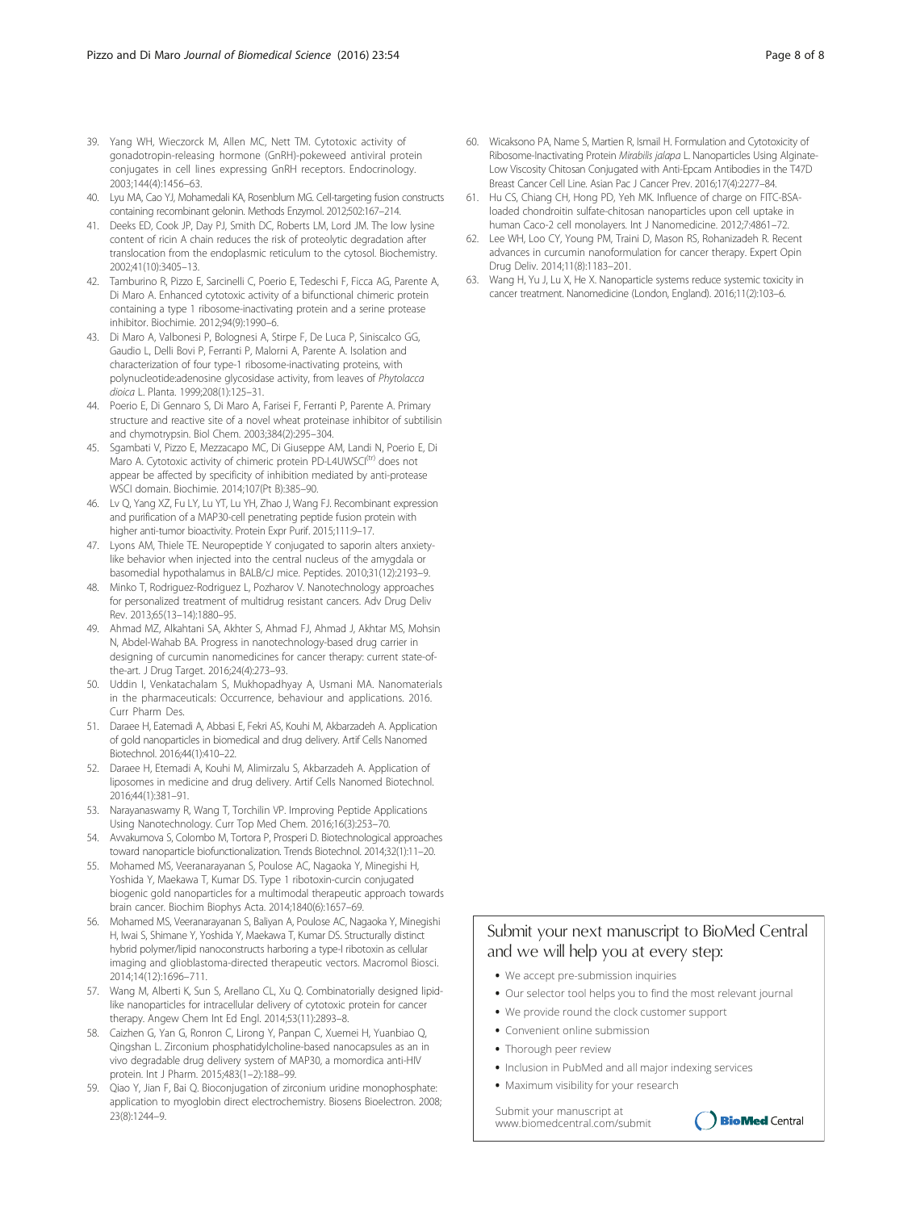39. Yang WH, Wieczorck M, Allen MC, Nett TM. Cytotoxic activity of gonadotropin-releasing hormone (GnRH)-pokeweed antiviral protein conjugates in cell lines expressing GnRH receptors. Endocrinology. 2003;144(4):1456–63.
40. Lyu MA, Cao YJ, Mohamedali KA, Rosenblum MG. Cell-targeting fusion constructs containing recombinant gelonin. Methods Enzymol. 2012;502:167–214.
41. Deeks ED, Cook JP, Day PJ, Smith DC, Roberts LM, Lord JM. The low lysine content of ricin A chain reduces the risk of proteolytic degradation after translocation from the endoplasmic reticulum to the cytosol. Biochemistry. 2002;41(10):3405–13.
42. Tamburino R, Pizzo E, Sarcinelli C, Poerio E, Tedeschi F, Ficca AG, Parente A, Di Maro A. Enhanced cytotoxic activity of a bifunctional chimeric protein containing a type 1 ribosome-inactivating protein and a serine protease inhibitor. Biochimie. 2012;94(9):1990–6.
43. Di Maro A, Valbonesi P, Bolognesi A, Stirpe F, De Luca P, Siniscalco GG, Gaudio L, Delli Bovi P, Ferranti P, Malorni A, Parente A. Isolation and characterization of four type-1 ribosome-inactivating proteins, with polynucleotide:adenosine glycosidase activity, from leaves of *Phytolacca dioica* L. Planta. 1999;208(1):125–31.
44. Poerio E, Di Gennaro S, Di Maro A, Farisei F, Ferranti P, Parente A. Primary structure and reactive site of a novel wheat proteinase inhibitor of subtilisin and chymotrypsin. Biol Chem. 2003;384(2):295–304.
45. Sgambati V, Pizzo E, Mezzacapo MC, Di Giuseppe AM, Landi N, Poerio E, Di Maro A. Cytotoxic activity of chimeric protein PD-L4UWSCI[(tr)] does not appear be affected by specificity of inhibition mediated by anti-protease WSCI domain. Biochimie. 2014;107(Pt B):385–90.
46. Lv Q, Yang XZ, Fu LY, Lu YT, Lu YH, Zhao J, Wang FJ. Recombinant expression and purification of a MAP30-cell penetrating peptide fusion protein with higher anti-tumor bioactivity. Protein Expr Purif. 2015;111:9–17.
47. Lyons AM, Thiele TE. Neuropeptide Y conjugated to saporin alters anxiety-like behavior when injected into the central nucleus of the amygdala or basomedial hypothalamus in BALB/cJ mice. Peptides. 2010;31(12):2193–9.
48. Minko T, Rodriguez-Rodriguez L, Pozharov V. Nanotechnology approaches for personalized treatment of multidrug resistant cancers. Adv Drug Deliv Rev. 2013;65(13–14):1880–95.
49. Ahmad MZ, Alkahtani SA, Akhter S, Ahmad FJ, Ahmad J, Akhtar MS, Mohsin N, Abdel-Wahab BA. Progress in nanotechnology-based drug carrier in designing of curcumin nanomedicines for cancer therapy: current state-of-the-art. J Drug Target. 2016;24(4):273–93.
50. Uddin I, Venkatachalam S, Mukhopadhyay A, Usmani MA. Nanomaterials in the pharmaceuticals: Occurrence, behaviour and applications. 2016. Curr Pharm Des.
51. Daraee H, Eatemadi A, Abbasi E, Fekri AS, Kouhi M, Akbarzadeh A. Application of gold nanoparticles in biomedical and drug delivery. Artif Cells Nanomed Biotechnol. 2016;44(1):410–22.
52. Daraee H, Etemadi A, Kouhi M, Alimirzalu S, Akbarzadeh A. Application of liposomes in medicine and drug delivery. Artif Cells Nanomed Biotechnol. 2016;44(1):381–91.
53. Narayanaswamy R, Wang T, Torchilin VP. Improving Peptide Applications Using Nanotechnology. Curr Top Med Chem. 2016;16(3):253–70.
54. Avvakumova S, Colombo M, Tortora P, Prosperi D. Biotechnological approaches toward nanoparticle biofunctionalization. Trends Biotechnol. 2014;32(1):11–20.
55. Mohamed MS, Veeranarayanan S, Poulose AC, Nagaoka Y, Minegishi H, Yoshida Y, Maekawa T, Kumar DS. Type 1 ribotoxin-curcin conjugated biogenic gold nanoparticles for a multimodal therapeutic approach towards brain cancer. Biochim Biophys Acta. 2014;1840(6):1657–69.
56. Mohamed MS, Veeranarayanan S, Baliyan A, Poulose AC, Nagaoka Y, Minegishi H, Iwai S, Shimane Y, Yoshida Y, Maekawa T, Kumar DS. Structurally distinct hybrid polymer/lipid nanoconstructs harboring a type-I ribotoxin as cellular imaging and glioblastoma-directed therapeutic vectors. Macromol Biosci. 2014;14(12):1696–711.
57. Wang M, Alberti K, Sun S, Arellano CL, Xu Q. Combinatorially designed lipid-like nanoparticles for intracellular delivery of cytotoxic protein for cancer therapy. Angew Chem Int Ed Engl. 2014;53(11):2893–8.
58. Caizhen G, Yan G, Ronron C, Lirong Y, Panpan C, Xuemei H, Yuanbiao Q, Qingshan L. Zirconium phosphatidylcholine-based nanocapsules as an in vivo degradable drug delivery system of MAP30, a momordica anti-HIV protein. Int J Pharm. 2015;483(1–2):188–99.
59. Qiao Y, Jian F, Bai Q. Bioconjugation of zirconium uridine monophosphate: application to myoglobin direct electrochemistry. Biosens Bioelectron. 2008; 23(8):1244–9.
60. Wicaksono PA, Name S, Martien R, Ismail H. Formulation and Cytotoxicity of Ribosome-Inactivating Protein *Mirabilis jalapa* L. Nanoparticles Using Alginate-Low Viscosity Chitosan Conjugated with Anti-Epcam Antibodies in the T47D Breast Cancer Cell Line. Asian Pac J Cancer Prev. 2016;17(4):2277–84.
61. Hu CS, Chiang CH, Hong PD, Yeh MK. Influence of charge on FITC-BSA-loaded chondroitin sulfate-chitosan nanoparticles upon cell uptake in human Caco-2 cell monolayers. Int J Nanomedicine. 2012;7:4861–72.
62. Lee WH, Loo CY, Young PM, Traini D, Mason RS, Rohanizadeh R. Recent advances in curcumin nanoformulation for cancer therapy. Expert Opin Drug Deliv. 2014;11(8):1183–201.
63. Wang H, Yu J, Lu X, He X. Nanoparticle systems reduce systemic toxicity in cancer treatment. Nanomedicine (London, England). 2016;11(2):103–6.

## Submit your next manuscript to BioMed Central and we will help you at every step:

- We accept pre-submission inquiries
- Our selector tool helps you to find the most relevant journal
- We provide round the clock customer support
- Convenient online submission
- Thorough peer review
- Inclusion in PubMed and all major indexing services
- Maximum visibility for your research

Submit your manuscript at
www.biomedcentral.com/submit

BioMed Central